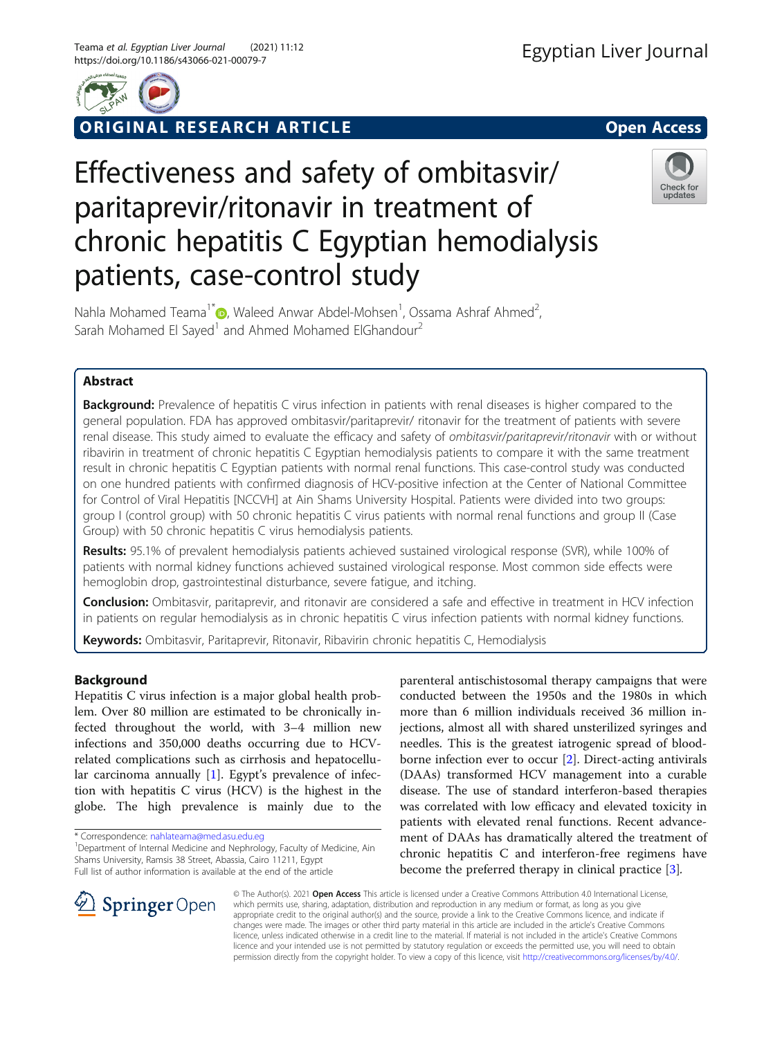ORIGINAL RESEARCH ARTICLE

Open Access

# Effectiveness and safety of ombitasvir/paritaprevir/ritonavir in treatment of chronic hepatitis C Egyptian hemodialysis patients, case-control study

Nahla Mohamed Teama[1*], Waleed Anwar Abdel-Mohsen[1], Ossama Ashraf Ahmed[2], Sarah Mohamed El Sayed[1] and Ahmed Mohamed ElGhandour[2]

## Abstract

**Background:** Prevalence of hepatitis C virus infection in patients with renal diseases is higher compared to the general population. FDA has approved ombitasvir/paritaprevir/ ritonavir for the treatment of patients with severe renal disease. This study aimed to evaluate the efficacy and safety of *ombitasvir/paritaprevir/ritonavir* with or without ribavirin in treatment of chronic hepatitis C Egyptian hemodialysis patients to compare it with the same treatment result in chronic hepatitis C Egyptian patients with normal renal functions. This case-control study was conducted on one hundred patients with confirmed diagnosis of HCV-positive infection at the Center of National Committee for Control of Viral Hepatitis [NCCVH] at Ain Shams University Hospital. Patients were divided into two groups: group I (control group) with 50 chronic hepatitis C virus patients with normal renal functions and group II (Case Group) with 50 chronic hepatitis C virus hemodialysis patients.

**Results:** 95.1% of prevalent hemodialysis patients achieved sustained virological response (SVR), while 100% of patients with normal kidney functions achieved sustained virological response. Most common side effects were hemoglobin drop, gastrointestinal disturbance, severe fatigue, and itching.

**Conclusion:** Ombitasvir, paritaprevir, and ritonavir are considered a safe and effective in treatment in HCV infection in patients on regular hemodialysis as in chronic hepatitis C virus infection patients with normal kidney functions.

**Keywords:** Ombitasvir, Paritaprevir, Ritonavir, Ribavirin chronic hepatitis C, Hemodialysis

## Background

Hepatitis C virus infection is a major global health problem. Over 80 million are estimated to be chronically infected throughout the world, with 3–4 million new infections and 350,000 deaths occurring due to HCV-related complications such as cirrhosis and hepatocellular carcinoma annually [1]. Egypt's prevalence of infection with hepatitis C virus (HCV) is the highest in the globe. The high prevalence is mainly due to the parenteral antischistosomal therapy campaigns that were conducted between the 1950s and the 1980s in which more than 6 million individuals received 36 million injections, almost all with shared unsterilized syringes and needles. This is the greatest iatrogenic spread of blood-borne infection ever to occur [2]. Direct-acting antivirals (DAAs) transformed HCV management into a curable disease. The use of standard interferon-based therapies was correlated with low efficacy and elevated toxicity in patients with elevated renal functions. Recent advancement of DAAs has dramatically altered the treatment of chronic hepatitis C and interferon-free regimens have become the preferred therapy in clinical practice [3].

* Correspondence: nahlateama@med.asu.edu.eg
[1]Department of Internal Medicine and Nephrology, Faculty of Medicine, Ain Shams University, Ramsis 38 Street, Abassia, Cairo 11211, Egypt
Full list of author information is available at the end of the article

© The Author(s). 2021 **Open Access** This article is licensed under a Creative Commons Attribution 4.0 International License, which permits use, sharing, adaptation, distribution and reproduction in any medium or format, as long as you give appropriate credit to the original author(s) and the source, provide a link to the Creative Commons licence, and indicate if changes were made. The images or other third party material in this article are included in the article's Creative Commons licence, unless indicated otherwise in a credit line to the material. If material is not included in the article's Creative Commons licence and your intended use is not permitted by statutory regulation or exceeds the permitted use, you will need to obtain permission directly from the copyright holder. To view a copy of this licence, visit http://creativecommons.org/licenses/by/4.0/.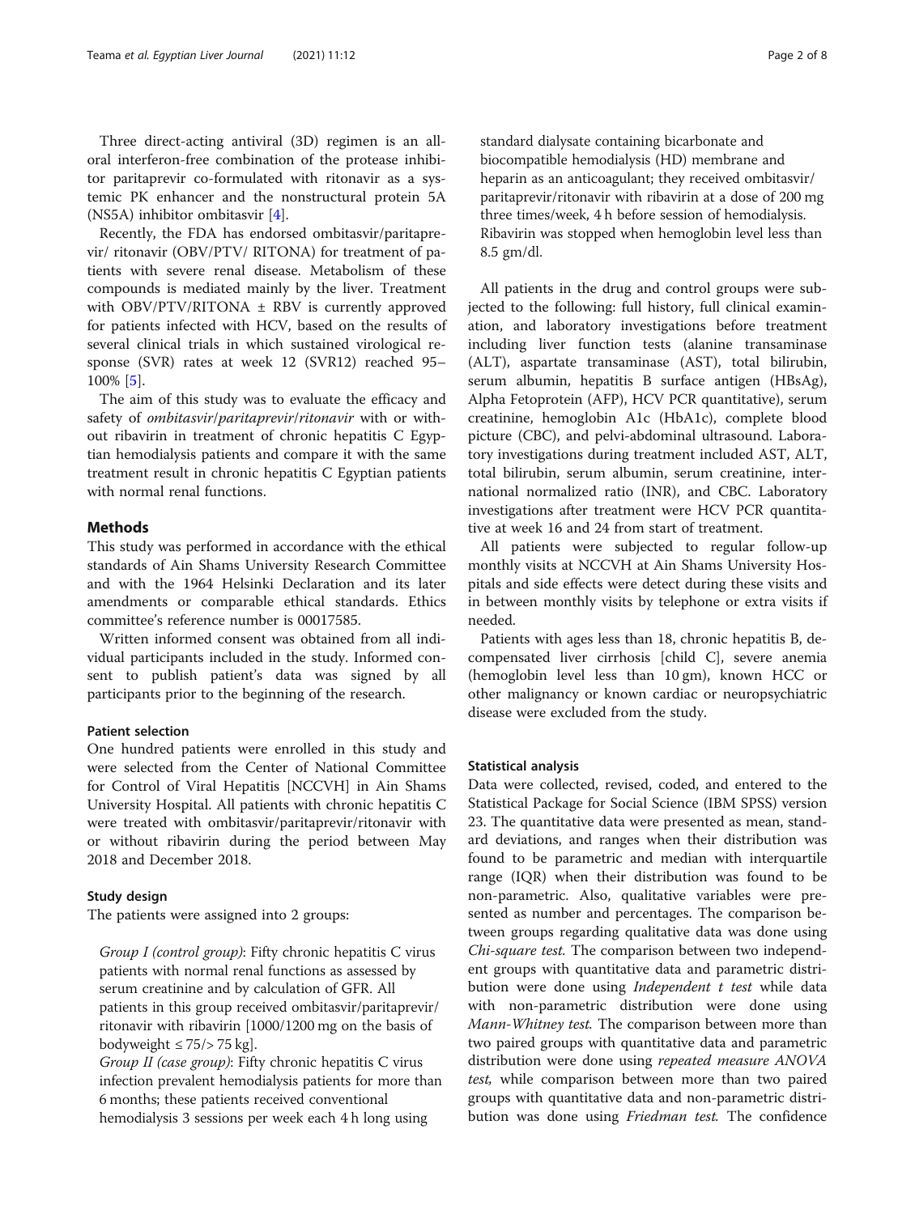Three direct-acting antiviral (3D) regimen is an all-oral interferon-free combination of the protease inhibitor paritaprevir co-formulated with ritonavir as a systemic PK enhancer and the nonstructural protein 5A (NS5A) inhibitor ombitasvir [4].

Recently, the FDA has endorsed ombitasvir/paritaprevir/ ritonavir (OBV/PTV/ RITONA) for treatment of patients with severe renal disease. Metabolism of these compounds is mediated mainly by the liver. Treatment with OBV/PTV/RITONA ± RBV is currently approved for patients infected with HCV, based on the results of several clinical trials in which sustained virological response (SVR) rates at week 12 (SVR12) reached 95–100% [5].

The aim of this study was to evaluate the efficacy and safety of *ombitasvir/paritaprevir/ritonavir* with or without ribavirin in treatment of chronic hepatitis C Egyptian hemodialysis patients and compare it with the same treatment result in chronic hepatitis C Egyptian patients with normal renal functions.

## Methods

This study was performed in accordance with the ethical standards of Ain Shams University Research Committee and with the 1964 Helsinki Declaration and its later amendments or comparable ethical standards. Ethics committee's reference number is 00017585.

Written informed consent was obtained from all individual participants included in the study. Informed consent to publish patient's data was signed by all participants prior to the beginning of the research.

### Patient selection

One hundred patients were enrolled in this study and were selected from the Center of National Committee for Control of Viral Hepatitis [NCCVH] in Ain Shams University Hospital. All patients with chronic hepatitis C were treated with ombitasvir/paritaprevir/ritonavir with or without ribavirin during the period between May 2018 and December 2018.

### Study design

The patients were assigned into 2 groups:

*Group I (control group)*: Fifty chronic hepatitis C virus patients with normal renal functions as assessed by serum creatinine and by calculation of GFR. All patients in this group received ombitasvir/paritaprevir/ritonavir with ribavirin [1000/1200 mg on the basis of bodyweight ≤ 75/> 75 kg].

*Group II (case group)*: Fifty chronic hepatitis C virus infection prevalent hemodialysis patients for more than 6 months; these patients received conventional hemodialysis 3 sessions per week each 4 h long using standard dialysate containing bicarbonate and biocompatible hemodialysis (HD) membrane and heparin as an anticoagulant; they received ombitasvir/paritaprevir/ritonavir with ribavirin at a dose of 200 mg three times/week, 4 h before session of hemodialysis. Ribavirin was stopped when hemoglobin level less than 8.5 gm/dl.

All patients in the drug and control groups were subjected to the following: full history, full clinical examination, and laboratory investigations before treatment including liver function tests (alanine transaminase (ALT), aspartate transaminase (AST), total bilirubin, serum albumin, hepatitis B surface antigen (HBsAg), Alpha Fetoprotein (AFP), HCV PCR quantitative), serum creatinine, hemoglobin A1c (HbA1c), complete blood picture (CBC), and pelvi-abdominal ultrasound. Laboratory investigations during treatment included AST, ALT, total bilirubin, serum albumin, serum creatinine, international normalized ratio (INR), and CBC. Laboratory investigations after treatment were HCV PCR quantitative at week 16 and 24 from start of treatment.

All patients were subjected to regular follow-up monthly visits at NCCVH at Ain Shams University Hospitals and side effects were detect during these visits and in between monthly visits by telephone or extra visits if needed.

Patients with ages less than 18, chronic hepatitis B, decompensated liver cirrhosis [child C], severe anemia (hemoglobin level less than 10 gm), known HCC or other malignancy or known cardiac or neuropsychiatric disease were excluded from the study.

### Statistical analysis

Data were collected, revised, coded, and entered to the Statistical Package for Social Science (IBM SPSS) version 23. The quantitative data were presented as mean, standard deviations, and ranges when their distribution was found to be parametric and median with interquartile range (IQR) when their distribution was found to be non-parametric. Also, qualitative variables were presented as number and percentages. The comparison between groups regarding qualitative data was done using *Chi-square test.* The comparison between two independent groups with quantitative data and parametric distribution were done using *Independent t test* while data with non-parametric distribution were done using *Mann-Whitney test.* The comparison between more than two paired groups with quantitative data and parametric distribution were done using *repeated measure ANOVA test,* while comparison between more than two paired groups with quantitative data and non-parametric distribution was done using *Friedman test.* The confidence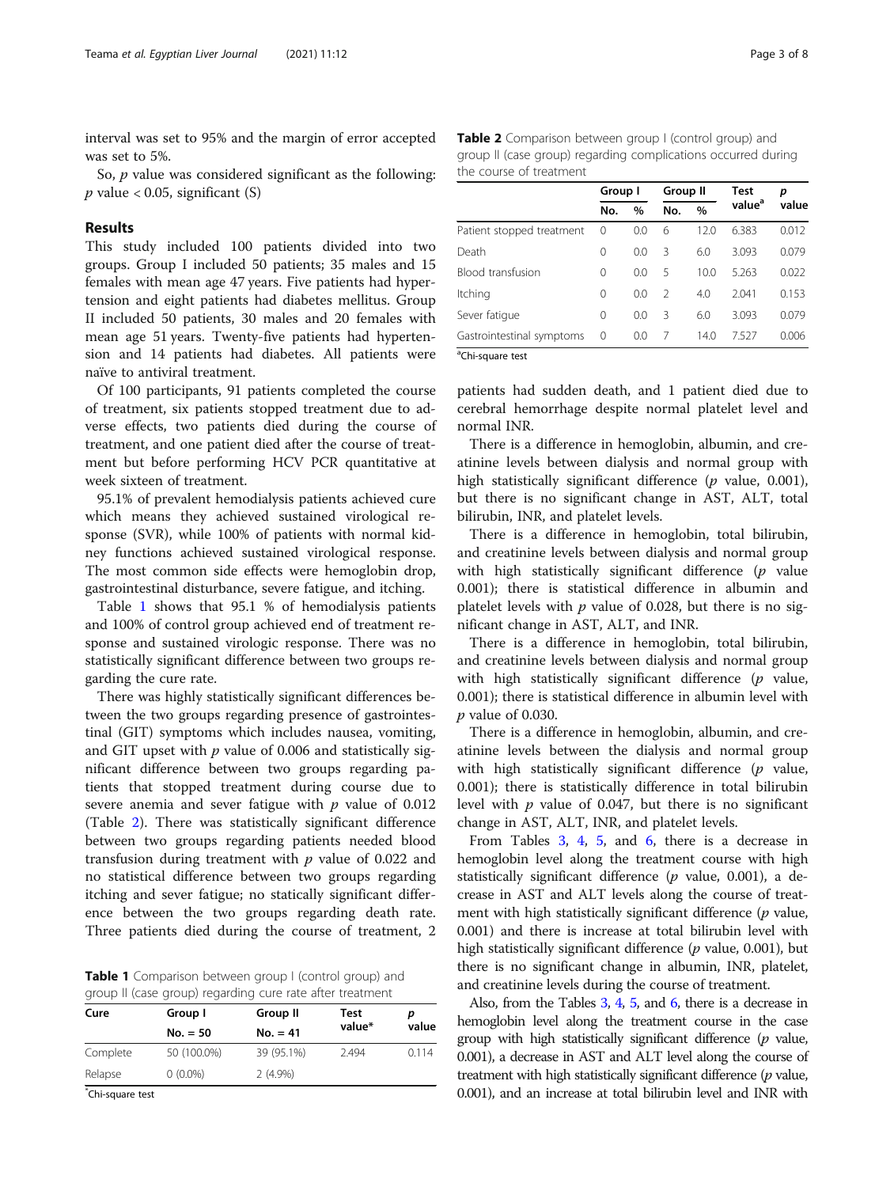interval was set to 95% and the margin of error accepted was set to 5%.

So, $p$ value was considered significant as the following: $p$ value < 0.05, significant (S)

## Results

This study included 100 patients divided into two groups. Group I included 50 patients; 35 males and 15 females with mean age 47 years. Five patients had hypertension and eight patients had diabetes mellitus. Group II included 50 patients, 30 males and 20 females with mean age 51 years. Twenty-five patients had hypertension and 14 patients had diabetes. All patients were naïve to antiviral treatment.

Of 100 participants, 91 patients completed the course of treatment, six patients stopped treatment due to adverse effects, two patients died during the course of treatment, and one patient died after the course of treatment but before performing HCV PCR quantitative at week sixteen of treatment.

95.1% of prevalent hemodialysis patients achieved cure which means they achieved sustained virological response (SVR), while 100% of patients with normal kidney functions achieved sustained virological response. The most common side effects were hemoglobin drop, gastrointestinal disturbance, severe fatigue, and itching.

Table 1 shows that 95.1 % of hemodialysis patients and 100% of control group achieved end of treatment response and sustained virologic response. There was no statistically significant difference between two groups regarding the cure rate.

There was highly statistically significant differences between the two groups regarding presence of gastrointestinal (GIT) symptoms which includes nausea, vomiting, and GIT upset with $p$ value of 0.006 and statistically significant difference between two groups regarding patients that stopped treatment during course due to severe anemia and sever fatigue with $p$ value of 0.012 (Table 2). There was statistically significant difference between two groups regarding patients needed blood transfusion during treatment with $p$ value of 0.022 and no statistical difference between two groups regarding itching and sever fatigue; no statically significant difference between the two groups regarding death rate. Three patients died during the course of treatment, 2 patients had sudden death, and 1 patient died due to cerebral hemorrhage despite normal platelet level and normal INR.

**Table 1** Comparison between group I (control group) and group II (case group) regarding cure rate after treatment

| Cure | Group I<br>No. = 50 | Group II<br>No. = 41 | Test value* | p value |
|---|---|---|---|---|
| Complete | 50 (100.0%) | 39 (95.1%) | 2.494 | 0.114 |
| Relapse | 0 (0.0%) | 2 (4.9%) | | |

*Chi-square test

**Table 2** Comparison between group I (control group) and group II (case group) regarding complications occurred during the course of treatment

| | Group I | | Group II | | Test value[a] | p value |
|---|---|---|---|---|---|---|
| | No. | % | No. | % | | |
| Patient stopped treatment | 0 | 0.0 | 6 | 12.0 | 6.383 | 0.012 |
| Death | 0 | 0.0 | 3 | 6.0 | 3.093 | 0.079 |
| Blood transfusion | 0 | 0.0 | 5 | 10.0 | 5.263 | 0.022 |
| Itching | 0 | 0.0 | 2 | 4.0 | 2.041 | 0.153 |
| Sever fatigue | 0 | 0.0 | 3 | 6.0 | 3.093 | 0.079 |
| Gastrointestinal symptoms | 0 | 0.0 | 7 | 14.0 | 7.527 | 0.006 |

[a]Chi-square test

There is a difference in hemoglobin, albumin, and creatinine levels between dialysis and normal group with high statistically significant difference ($p$ value, 0.001), but there is no significant change in AST, ALT, total bilirubin, INR, and platelet levels.

There is a difference in hemoglobin, total bilirubin, and creatinine levels between dialysis and normal group with high statistically significant difference ($p$ value 0.001); there is statistical difference in albumin and platelet levels with $p$ value of 0.028, but there is no significant change in AST, ALT, and INR.

There is a difference in hemoglobin, total bilirubin, and creatinine levels between dialysis and normal group with high statistically significant difference ($p$ value, 0.001); there is statistical difference in albumin level with $p$ value of 0.030.

There is a difference in hemoglobin, albumin, and creatinine levels between the dialysis and normal group with high statistically significant difference ($p$ value, 0.001); there is statistically difference in total bilirubin level with $p$ value of 0.047, but there is no significant change in AST, ALT, INR, and platelet levels.

From Tables 3, 4, 5, and 6, there is a decrease in hemoglobin level along the treatment course with high statistically significant difference ($p$ value, 0.001), a decrease in AST and ALT levels along the course of treatment with high statistically significant difference ($p$ value, 0.001) and there is increase at total bilirubin level with high statistically significant difference ($p$ value, 0.001), but there is no significant change in albumin, INR, platelet, and creatinine levels during the course of treatment.

Also, from the Tables 3, 4, 5, and 6, there is a decrease in hemoglobin level along the treatment course in the case group with high statistically significant difference ($p$ value, 0.001), a decrease in AST and ALT level along the course of treatment with high statistically significant difference ($p$ value, 0.001), and an increase at total bilirubin level and INR with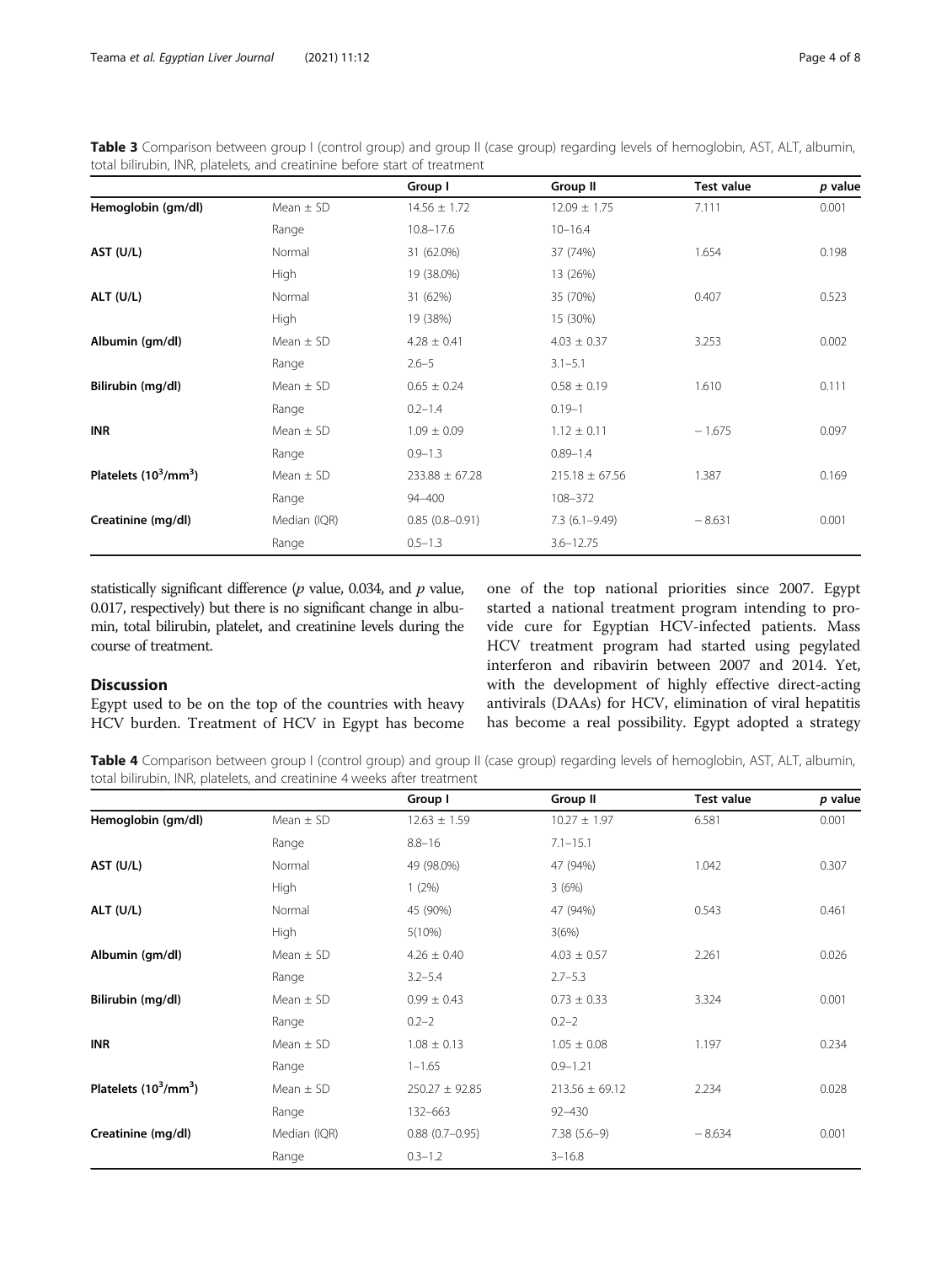**Table 3** Comparison between group I (control group) and group II (case group) regarding levels of hemoglobin, AST, ALT, albumin, total bilirubin, INR, platelets, and creatinine before start of treatment

| | | Group I | Group II | Test value | *p* value |
|---|---|---|---|---|---|
| **Hemoglobin (gm/dl)** | Mean ± SD | 14.56 ± 1.72 | 12.09 ± 1.75 | 7.111 | 0.001 |
| | Range | 10.8–17.6 | 10–16.4 | | |
| **AST (U/L)** | Normal | 31 (62.0%) | 37 (74%) | 1.654 | 0.198 |
| | High | 19 (38.0%) | 13 (26%) | | |
| **ALT (U/L)** | Normal | 31 (62%) | 35 (70%) | 0.407 | 0.523 |
| | High | 19 (38%) | 15 (30%) | | |
| **Albumin (gm/dl)** | Mean ± SD | 4.28 ± 0.41 | 4.03 ± 0.37 | 3.253 | 0.002 |
| | Range | 2.6–5 | 3.1–5.1 | | |
| **Bilirubin (mg/dl)** | Mean ± SD | 0.65 ± 0.24 | 0.58 ± 0.19 | 1.610 | 0.111 |
| | Range | 0.2–1.4 | 0.19–1 | | |
| **INR** | Mean ± SD | 1.09 ± 0.09 | 1.12 ± 0.11 | − 1.675 | 0.097 |
| | Range | 0.9–1.3 | 0.89–1.4 | | |
| **Platelets ($10^3$/mm$^3$)** | Mean ± SD | 233.88 ± 67.28 | 215.18 ± 67.56 | 1.387 | 0.169 |
| | Range | 94–400 | 108–372 | | |
| **Creatinine (mg/dl)** | Median (IQR) | 0.85 (0.8–0.91) | 7.3 (6.1–9.49) | − 8.631 | 0.001 |
| | Range | 0.5–1.3 | 3.6–12.75 | | |

statistically significant difference (*p* value, 0.034, and *p* value, 0.017, respectively) but there is no significant change in albumin, total bilirubin, platelet, and creatinine levels during the course of treatment.

## Discussion

Egypt used to be on the top of the countries with heavy HCV burden. Treatment of HCV in Egypt has become one of the top national priorities since 2007. Egypt started a national treatment program intending to provide cure for Egyptian HCV-infected patients. Mass HCV treatment program had started using pegylated interferon and ribavirin between 2007 and 2014. Yet, with the development of highly effective direct-acting antivirals (DAAs) for HCV, elimination of viral hepatitis has become a real possibility. Egypt adopted a strategy

**Table 4** Comparison between group I (control group) and group II (case group) regarding levels of hemoglobin, AST, ALT, albumin, total bilirubin, INR, platelets, and creatinine 4 weeks after treatment

| | | Group I | Group II | Test value | *p* value |
|---|---|---|---|---|---|
| **Hemoglobin (gm/dl)** | Mean ± SD | 12.63 ± 1.59 | 10.27 ± 1.97 | 6.581 | 0.001 |
| | Range | 8.8–16 | 7.1–15.1 | | |
| **AST (U/L)** | Normal | 49 (98.0%) | 47 (94%) | 1.042 | 0.307 |
| | High | 1 (2%) | 3 (6%) | | |
| **ALT (U/L)** | Normal | 45 (90%) | 47 (94%) | 0.543 | 0.461 |
| | High | 5(10%) | 3(6%) | | |
| **Albumin (gm/dl)** | Mean ± SD | 4.26 ± 0.40 | 4.03 ± 0.57 | 2.261 | 0.026 |
| | Range | 3.2–5.4 | 2.7–5.3 | | |
| **Bilirubin (mg/dl)** | Mean ± SD | 0.99 ± 0.43 | 0.73 ± 0.33 | 3.324 | 0.001 |
| | Range | 0.2–2 | 0.2–2 | | |
| **INR** | Mean ± SD | 1.08 ± 0.13 | 1.05 ± 0.08 | 1.197 | 0.234 |
| | Range | 1–1.65 | 0.9–1.21 | | |
| **Platelets ($10^3$/mm$^3$)** | Mean ± SD | 250.27 ± 92.85 | 213.56 ± 69.12 | 2.234 | 0.028 |
| | Range | 132–663 | 92–430 | | |
| **Creatinine (mg/dl)** | Median (IQR) | 0.88 (0.7–0.95) | 7.38 (5.6–9) | − 8.634 | 0.001 |
| | Range | 0.3–1.2 | 3–16.8 | | |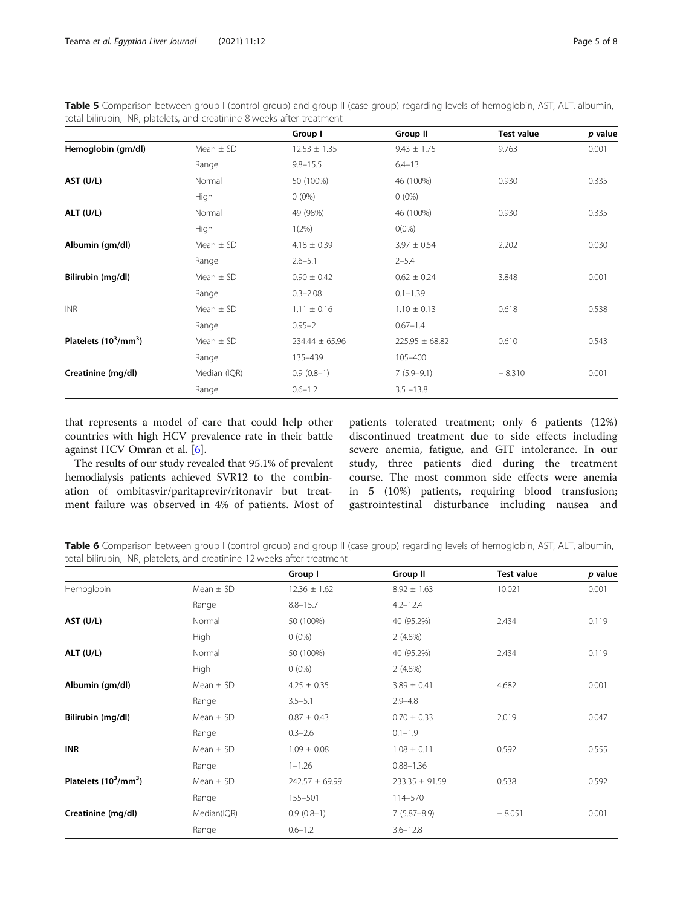**Table 5** Comparison between group I (control group) and group II (case group) regarding levels of hemoglobin, AST, ALT, albumin, total bilirubin, INR, platelets, and creatinine 8 weeks after treatment

| | | Group I | Group II | Test value | *p* value |
|---|---|---|---|---|---|
| **Hemoglobin (gm/dl)** | Mean ± SD | 12.53 ± 1.35 | 9.43 ± 1.75 | 9.763 | 0.001 |
| | Range | 9.8–15.5 | 6.4–13 | | |
| **AST (U/L)** | Normal | 50 (100%) | 46 (100%) | 0.930 | 0.335 |
| | High | 0 (0%) | 0 (0%) | | |
| **ALT (U/L)** | Normal | 49 (98%) | 46 (100%) | 0.930 | 0.335 |
| | High | 1(2%) | 0(0%) | | |
| **Albumin (gm/dl)** | Mean ± SD | 4.18 ± 0.39 | 3.97 ± 0.54 | 2.202 | 0.030 |
| | Range | 2.6–5.1 | 2–5.4 | | |
| **Bilirubin (mg/dl)** | Mean ± SD | 0.90 ± 0.42 | 0.62 ± 0.24 | 3.848 | 0.001 |
| | Range | 0.3–2.08 | 0.1–1.39 | | |
| INR | Mean ± SD | 1.11 ± 0.16 | 1.10 ± 0.13 | 0.618 | 0.538 |
| | Range | 0.95–2 | 0.67–1.4 | | |
| **Platelets ($10^3$/mm$^3$)** | Mean ± SD | 234.44 ± 65.96 | 225.95 ± 68.82 | 0.610 | 0.543 |
| | Range | 135–439 | 105–400 | | |
| **Creatinine (mg/dl)** | Median (IQR) | 0.9 (0.8–1) | 7 (5.9–9.1) | − 8.310 | 0.001 |
| | Range | 0.6–1.2 | 3.5 –13.8 | | |

that represents a model of care that could help other countries with high HCV prevalence rate in their battle against HCV Omran et al. [6].

The results of our study revealed that 95.1% of prevalent hemodialysis patients achieved SVR12 to the combination of ombitasvir/paritaprevir/ritonavir but treatment failure was observed in 4% of patients. Most of patients tolerated treatment; only 6 patients (12%) discontinued treatment due to side effects including severe anemia, fatigue, and GIT intolerance. In our study, three patients died during the treatment course. The most common side effects were anemia in 5 (10%) patients, requiring blood transfusion; gastrointestinal disturbance including nausea and

**Table 6** Comparison between group I (control group) and group II (case group) regarding levels of hemoglobin, AST, ALT, albumin, total bilirubin, INR, platelets, and creatinine 12 weeks after treatment

| | | Group I | Group II | Test value | *p* value |
|---|---|---|---|---|---|
| Hemoglobin | Mean ± SD | 12.36 ± 1.62 | 8.92 ± 1.63 | 10.021 | 0.001 |
| | Range | 8.8–15.7 | 4.2–12.4 | | |
| **AST (U/L)** | Normal | 50 (100%) | 40 (95.2%) | 2.434 | 0.119 |
| | High | 0 (0%) | 2 (4.8%) | | |
| **ALT (U/L)** | Normal | 50 (100%) | 40 (95.2%) | 2.434 | 0.119 |
| | High | 0 (0%) | 2 (4.8%) | | |
| **Albumin (gm/dl)** | Mean ± SD | 4.25 ± 0.35 | 3.89 ± 0.41 | 4.682 | 0.001 |
| | Range | 3.5–5.1 | 2.9–4.8 | | |
| **Bilirubin (mg/dl)** | Mean ± SD | 0.87 ± 0.43 | 0.70 ± 0.33 | 2.019 | 0.047 |
| | Range | 0.3–2.6 | 0.1–1.9 | | |
| **INR** | Mean ± SD | 1.09 ± 0.08 | 1.08 ± 0.11 | 0.592 | 0.555 |
| | Range | 1–1.26 | 0.88–1.36 | | |
| **Platelets ($10^3$/mm$^3$)** | Mean ± SD | 242.57 ± 69.99 | 233.35 ± 91.59 | 0.538 | 0.592 |
| | Range | 155–501 | 114–570 | | |
| **Creatinine (mg/dl)** | Median(IQR) | 0.9 (0.8–1) | 7 (5.87–8.9) | − 8.051 | 0.001 |
| | Range | 0.6–1.2 | 3.6–12.8 | | |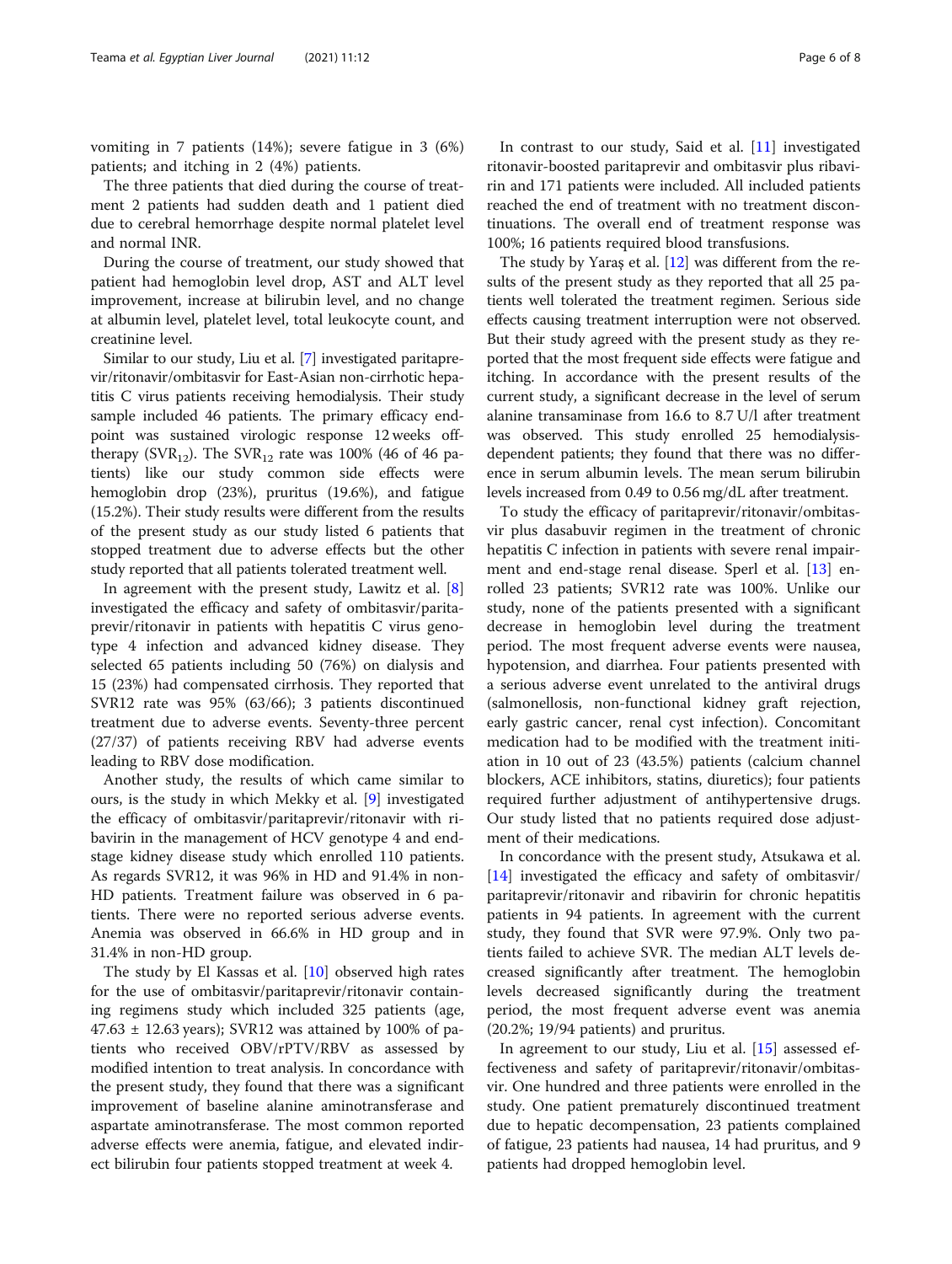vomiting in 7 patients (14%); severe fatigue in 3 (6%) patients; and itching in 2 (4%) patients.

The three patients that died during the course of treatment 2 patients had sudden death and 1 patient died due to cerebral hemorrhage despite normal platelet level and normal INR.

During the course of treatment, our study showed that patient had hemoglobin level drop, AST and ALT level improvement, increase at bilirubin level, and no change at albumin level, platelet level, total leukocyte count, and creatinine level.

Similar to our study, Liu et al. [7] investigated paritaprevir/ritonavir/ombitasvir for East-Asian non-cirrhotic hepatitis C virus patients receiving hemodialysis. Their study sample included 46 patients. The primary efficacy endpoint was sustained virologic response 12 weeks off-therapy ($SVR_{12}$). The $SVR_{12}$ rate was 100% (46 of 46 patients) like our study common side effects were hemoglobin drop (23%), pruritus (19.6%), and fatigue (15.2%). Their study results were different from the results of the present study as our study listed 6 patients that stopped treatment due to adverse effects but the other study reported that all patients tolerated treatment well.

In agreement with the present study, Lawitz et al. [8] investigated the efficacy and safety of ombitasvir/paritaprevir/ritonavir in patients with hepatitis C virus genotype 4 infection and advanced kidney disease. They selected 65 patients including 50 (76%) on dialysis and 15 (23%) had compensated cirrhosis. They reported that SVR12 rate was 95% (63/66); 3 patients discontinued treatment due to adverse events. Seventy-three percent (27/37) of patients receiving RBV had adverse events leading to RBV dose modification.

Another study, the results of which came similar to ours, is the study in which Mekky et al. [9] investigated the efficacy of ombitasvir/paritaprevir/ritonavir with ribavirin in the management of HCV genotype 4 and end-stage kidney disease study which enrolled 110 patients. As regards SVR12, it was 96% in HD and 91.4% in non-HD patients. Treatment failure was observed in 6 patients. There were no reported serious adverse events. Anemia was observed in 66.6% in HD group and in 31.4% in non-HD group.

The study by El Kassas et al. [10] observed high rates for the use of ombitasvir/paritaprevir/ritonavir containing regimens study which included 325 patients (age, 47.63 ± 12.63 years); SVR12 was attained by 100% of patients who received OBV/rPTV/RBV as assessed by modified intention to treat analysis. In concordance with the present study, they found that there was a significant improvement of baseline alanine aminotransferase and aspartate aminotransferase. The most common reported adverse effects were anemia, fatigue, and elevated indirect bilirubin four patients stopped treatment at week 4.

In contrast to our study, Said et al. [11] investigated ritonavir-boosted paritaprevir and ombitasvir plus ribavirin and 171 patients were included. All included patients reached the end of treatment with no treatment discontinuations. The overall end of treatment response was 100%; 16 patients required blood transfusions.

The study by Yaraş et al. [12] was different from the results of the present study as they reported that all 25 patients well tolerated the treatment regimen. Serious side effects causing treatment interruption were not observed. But their study agreed with the present study as they reported that the most frequent side effects were fatigue and itching. In accordance with the present results of the current study, a significant decrease in the level of serum alanine transaminase from 16.6 to 8.7 U/l after treatment was observed. This study enrolled 25 hemodialysis-dependent patients; they found that there was no difference in serum albumin levels. The mean serum bilirubin levels increased from 0.49 to 0.56 mg/dL after treatment.

To study the efficacy of paritaprevir/ritonavir/ombitasvir plus dasabuvir regimen in the treatment of chronic hepatitis C infection in patients with severe renal impairment and end-stage renal disease. Sperl et al. [13] enrolled 23 patients; SVR12 rate was 100%. Unlike our study, none of the patients presented with a significant decrease in hemoglobin level during the treatment period. The most frequent adverse events were nausea, hypotension, and diarrhea. Four patients presented with a serious adverse event unrelated to the antiviral drugs (salmonellosis, non-functional kidney graft rejection, early gastric cancer, renal cyst infection). Concomitant medication had to be modified with the treatment initiation in 10 out of 23 (43.5%) patients (calcium channel blockers, ACE inhibitors, statins, diuretics); four patients required further adjustment of antihypertensive drugs. Our study listed that no patients required dose adjustment of their medications.

In concordance with the present study, Atsukawa et al. [14] investigated the efficacy and safety of ombitasvir/paritaprevir/ritonavir and ribavirin for chronic hepatitis patients in 94 patients. In agreement with the current study, they found that SVR were 97.9%. Only two patients failed to achieve SVR. The median ALT levels decreased significantly after treatment. The hemoglobin levels decreased significantly during the treatment period, the most frequent adverse event was anemia (20.2%; 19/94 patients) and pruritus.

In agreement to our study, Liu et al. [15] assessed effectiveness and safety of paritaprevir/ritonavir/ombitasvir. One hundred and three patients were enrolled in the study. One patient prematurely discontinued treatment due to hepatic decompensation, 23 patients complained of fatigue, 23 patients had nausea, 14 had pruritus, and 9 patients had dropped hemoglobin level.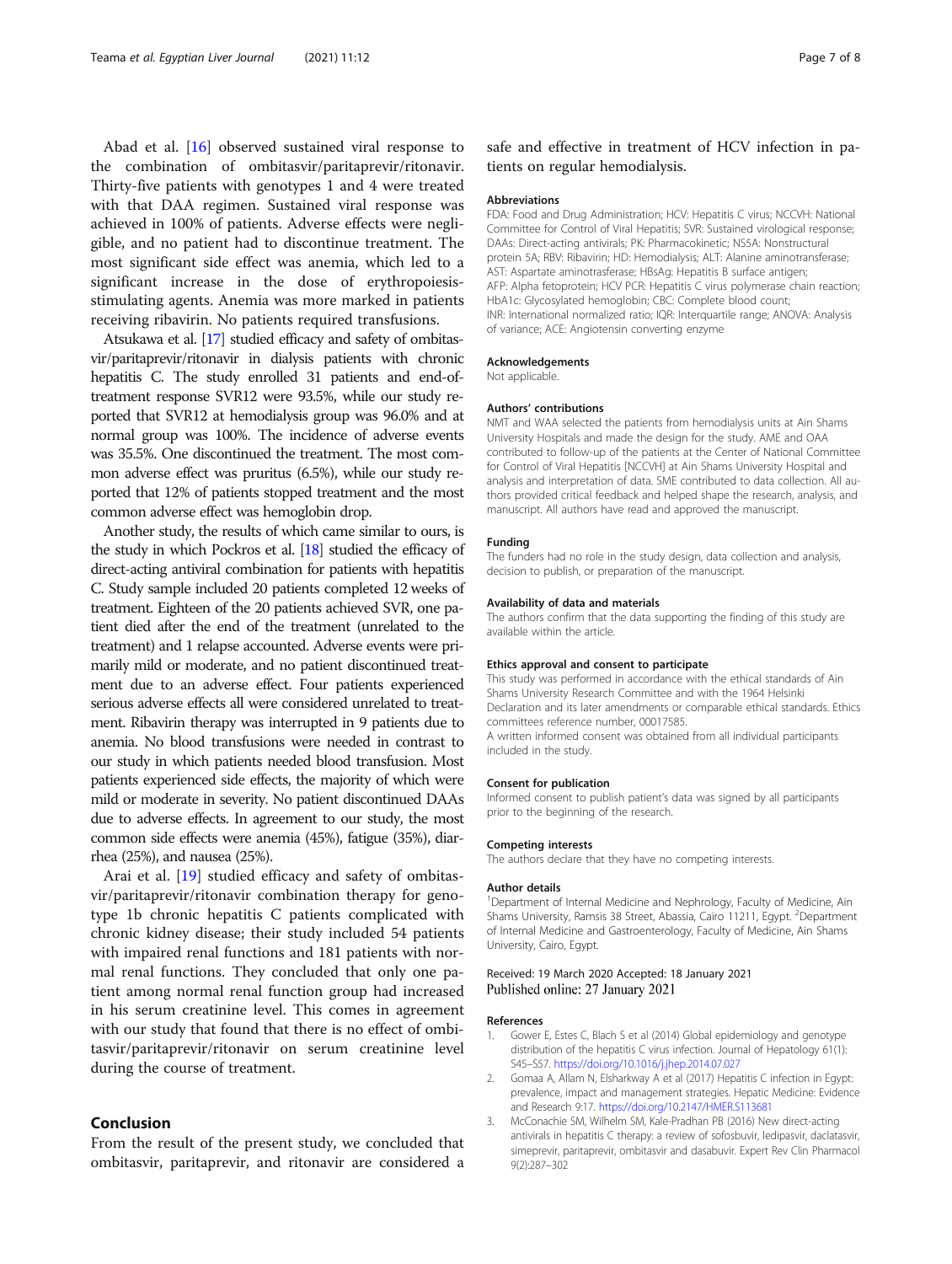Abad et al. [16] observed sustained viral response to the combination of ombitasvir/paritaprevir/ritonavir. Thirty-five patients with genotypes 1 and 4 were treated with that DAA regimen. Sustained viral response was achieved in 100% of patients. Adverse effects were negligible, and no patient had to discontinue treatment. The most significant side effect was anemia, which led to a significant increase in the dose of erythropoiesis-stimulating agents. Anemia was more marked in patients receiving ribavirin. No patients required transfusions.

Atsukawa et al. [17] studied efficacy and safety of ombitasvir/paritaprevir/ritonavir in dialysis patients with chronic hepatitis C. The study enrolled 31 patients and end-of-treatment response SVR12 were 93.5%, while our study reported that SVR12 at hemodialysis group was 96.0% and at normal group was 100%. The incidence of adverse events was 35.5%. One discontinued the treatment. The most common adverse effect was pruritus (6.5%), while our study reported that 12% of patients stopped treatment and the most common adverse effect was hemoglobin drop.

Another study, the results of which came similar to ours, is the study in which Pockros et al. [18] studied the efficacy of direct-acting antiviral combination for patients with hepatitis C. Study sample included 20 patients completed 12 weeks of treatment. Eighteen of the 20 patients achieved SVR, one patient died after the end of the treatment (unrelated to the treatment) and 1 relapse accounted. Adverse events were primarily mild or moderate, and no patient discontinued treatment due to an adverse effect. Four patients experienced serious adverse effects all were considered unrelated to treatment. Ribavirin therapy was interrupted in 9 patients due to anemia. No blood transfusions were needed in contrast to our study in which patients needed blood transfusion. Most patients experienced side effects, the majority of which were mild or moderate in severity. No patient discontinued DAAs due to adverse effects. In agreement to our study, the most common side effects were anemia (45%), fatigue (35%), diarrhea (25%), and nausea (25%).

Arai et al. [19] studied efficacy and safety of ombitasvir/paritaprevir/ritonavir combination therapy for genotype 1b chronic hepatitis C patients complicated with chronic kidney disease; their study included 54 patients with impaired renal functions and 181 patients with normal renal functions. They concluded that only one patient among normal renal function group had increased in his serum creatinine level. This comes in agreement with our study that found that there is no effect of ombitasvir/paritaprevir/ritonavir on serum creatinine level during the course of treatment.

## Conclusion

From the result of the present study, we concluded that ombitasvir, paritaprevir, and ritonavir are considered a safe and effective in treatment of HCV infection in patients on regular hemodialysis.

### Abbreviations

FDA: Food and Drug Administration; HCV: Hepatitis C virus; NCCVH: National Committee for Control of Viral Hepatitis; SVR: Sustained virological response; DAAs: Direct-acting antivirals; PK: Pharmacokinetic; NS5A: Nonstructural protein 5A; RBV: Ribavirin; HD: Hemodialysis; ALT: Alanine aminotransferase; AST: Aspartate aminotrasferase; HBsAg: Hepatitis B surface antigen; AFP: Alpha fetoprotein; HCV PCR: Hepatitis C virus polymerase chain reaction; HbA1c: Glycosylated hemoglobin; CBC: Complete blood count; INR: International normalized ratio; IQR: Interquartile range; ANOVA: Analysis of variance; ACE: Angiotensin converting enzyme

### Acknowledgements

Not applicable.

### Authors' contributions

NMT and WAA selected the patients from hemodialysis units at Ain Shams University Hospitals and made the design for the study. AME and OAA contributed to follow-up of the patients at the Center of National Committee for Control of Viral Hepatitis [NCCVH] at Ain Shams University Hospital and analysis and interpretation of data. SME contributed to data collection. All authors provided critical feedback and helped shape the research, analysis, and manuscript. All authors have read and approved the manuscript.

### Funding

The funders had no role in the study design, data collection and analysis, decision to publish, or preparation of the manuscript.

### Availability of data and materials

The authors confirm that the data supporting the finding of this study are available within the article.

### Ethics approval and consent to participate

This study was performed in accordance with the ethical standards of Ain Shams University Research Committee and with the 1964 Helsinki Declaration and its later amendments or comparable ethical standards. Ethics committees reference number, 00017585.

A written informed consent was obtained from all individual participants included in the study.

### Consent for publication

Informed consent to publish patient's data was signed by all participants prior to the beginning of the research.

### Competing interests

The authors declare that they have no competing interests.

### Author details

[1]Department of Internal Medicine and Nephrology, Faculty of Medicine, Ain Shams University, Ramsis 38 Street, Abassia, Cairo 11211, Egypt. [2]Department of Internal Medicine and Gastroenterology, Faculty of Medicine, Ain Shams University, Cairo, Egypt.

Received: 19 March 2020 Accepted: 18 January 2021
Published online: 27 January 2021

### References

1. Gower E, Estes C, Blach S et al (2014) Global epidemiology and genotype distribution of the hepatitis C virus infection. Journal of Hepatology 61(1): S45–S57. https://doi.org/10.1016/j.jhep.2014.07.027
2. Gomaa A, Allam N, Elsharkway A et al (2017) Hepatitis C infection in Egypt: prevalence, impact and management strategies. Hepatic Medicine: Evidence and Research 9:17. https://doi.org/10.2147/HMER.S113681
3. McConachie SM, Wilhelm SM, Kale-Pradhan PB (2016) New direct-acting antivirals in hepatitis C therapy: a review of sofosbuvir, ledipasvir, daclatasvir, simeprevir, paritaprevir, ombitasvir and dasabuvir. Expert Rev Clin Pharmacol 9(2):287–302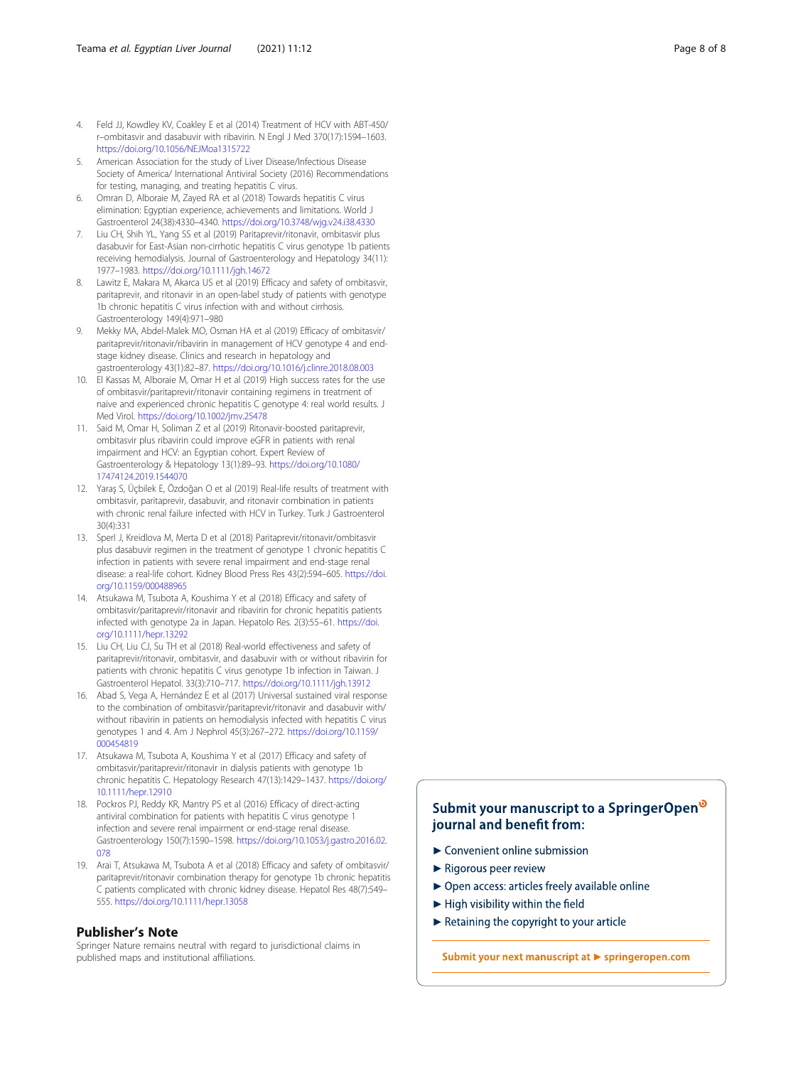4. Feld JJ, Kowdley KV, Coakley E et al (2014) Treatment of HCV with ABT-450/r–ombitasvir and dasabuvir with ribavirin. N Engl J Med 370(17):1594–1603. https://doi.org/10.1056/NEJMoa1315722
5. American Association for the study of Liver Disease/Infectious Disease Society of America/ International Antiviral Society (2016) Recommendations for testing, managing, and treating hepatitis C virus.
6. Omran D, Alboraie M, Zayed RA et al (2018) Towards hepatitis C virus elimination: Egyptian experience, achievements and limitations. World J Gastroenterol 24(38):4330–4340. https://doi.org/10.3748/wjg.v24.i38.4330
7. Liu CH, Shih YL, Yang SS et al (2019) Paritaprevir/ritonavir, ombitasvir plus dasabuvir for East-Asian non-cirrhotic hepatitis C virus genotype 1b patients receiving hemodialysis. Journal of Gastroenterology and Hepatology 34(11): 1977–1983. https://doi.org/10.1111/jgh.14672
8. Lawitz E, Makara M, Akarca US et al (2019) Efficacy and safety of ombitasvir, paritaprevir, and ritonavir in an open-label study of patients with genotype 1b chronic hepatitis C virus infection with and without cirrhosis. Gastroenterology 149(4):971–980
9. Mekky MA, Abdel-Malek MO, Osman HA et al (2019) Efficacy of ombitasvir/paritaprevir/ritonavir/ribavirin in management of HCV genotype 4 and end-stage kidney disease. Clinics and research in hepatology and gastroenterology 43(1):82–87. https://doi.org/10.1016/j.clinre.2018.08.003
10. El Kassas M, Alboraie M, Omar H et al (2019) High success rates for the use of ombitasvir/paritaprevir/ritonavir containing regimens in treatment of naive and experienced chronic hepatitis C genotype 4: real world results. J Med Virol. https://doi.org/10.1002/jmv.25478
11. Said M, Omar H, Soliman Z et al (2019) Ritonavir-boosted paritaprevir, ombitasvir plus ribavirin could improve eGFR in patients with renal impairment and HCV: an Egyptian cohort. Expert Review of Gastroenterology & Hepatology 13(1):89–93. https://doi.org/10.1080/17474124.2019.1544070
12. Yaraş S, Üçbilek E, Özdoğan O et al (2019) Real-life results of treatment with ombitasvir, paritaprevir, dasabuvir, and ritonavir combination in patients with chronic renal failure infected with HCV in Turkey. Turk J Gastroenterol 30(4):331
13. Sperl J, Kreidlova M, Merta D et al (2018) Paritaprevir/ritonavir/ombitasvir plus dasabuvir regimen in the treatment of genotype 1 chronic hepatitis C infection in patients with severe renal impairment and end-stage renal disease: a real-life cohort. Kidney Blood Press Res 43(2):594–605. https://doi.org/10.1159/000488965
14. Atsukawa M, Tsubota A, Koushima Y et al (2018) Efficacy and safety of ombitasvir/paritaprevir/ritonavir and ribavirin for chronic hepatitis patients infected with genotype 2a in Japan. Hepatolo Res. 2(3):55–61. https://doi.org/10.1111/hepr.13292
15. Liu CH, Liu CJ, Su TH et al (2018) Real-world effectiveness and safety of paritaprevir/ritonavir, ombitasvir, and dasabuvir with or without ribavirin for patients with chronic hepatitis C virus genotype 1b infection in Taiwan. J Gastroenterol Hepatol. 33(3):710–717. https://doi.org/10.1111/jgh.13912
16. Abad S, Vega A, Hernández E et al (2017) Universal sustained viral response to the combination of ombitasvir/paritaprevir/ritonavir and dasabuvir with/without ribavirin in patients on hemodialysis infected with hepatitis C virus genotypes 1 and 4. Am J Nephrol 45(3):267–272. https://doi.org/10.1159/000454819
17. Atsukawa M, Tsubota A, Koushima Y et al (2017) Efficacy and safety of ombitasvir/paritaprevir/ritonavir in dialysis patients with genotype 1b chronic hepatitis C. Hepatology Research 47(13):1429–1437. https://doi.org/10.1111/hepr.12910
18. Pockros PJ, Reddy KR, Mantry PS et al (2016) Efficacy of direct-acting antiviral combination for patients with hepatitis C virus genotype 1 infection and severe renal impairment or end-stage renal disease. Gastroenterology 150(7):1590–1598. https://doi.org/10.1053/j.gastro.2016.02.078
19. Arai T, Atsukawa M, Tsubota A et al (2018) Efficacy and safety of ombitasvir/paritaprevir/ritonavir combination therapy for genotype 1b chronic hepatitis C patients complicated with chronic kidney disease. Hepatol Res 48(7):549–555. https://doi.org/10.1111/hepr.13058

## Publisher's Note

Springer Nature remains neutral with regard to jurisdictional claims in published maps and institutional affiliations.

**Submit your manuscript to a SpringerOpen journal and benefit from:**

- ► Convenient online submission
- ► Rigorous peer review
- ► Open access: articles freely available online
- ► High visibility within the field
- ► Retaining the copyright to your article

**Submit your next manuscript at ► springeropen.com**